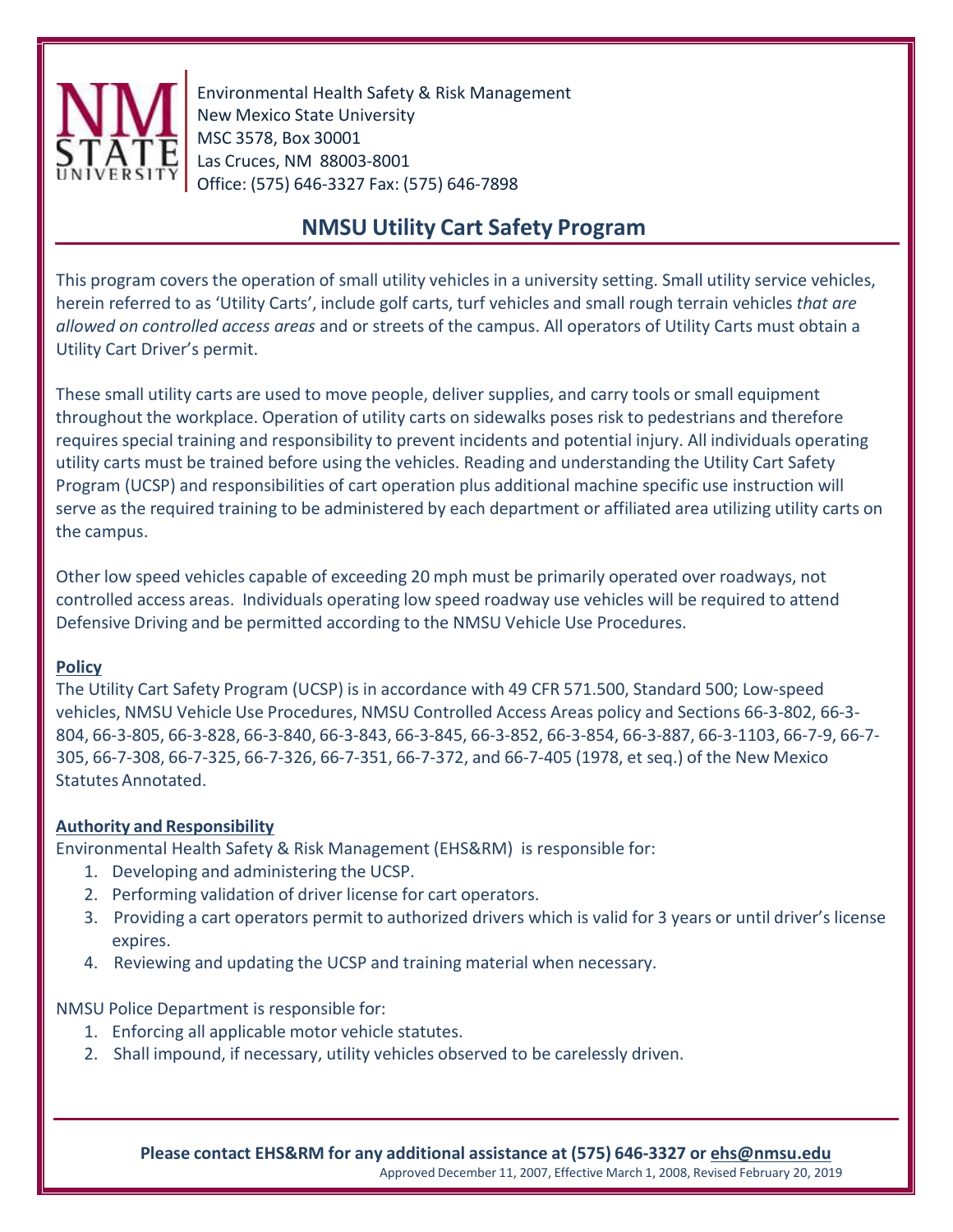Environmental Health Safety & Risk Management
New Mexico State University
MSC 3578, Box 30001
Las Cruces, NM 88003-8001
Office: (575) 646-3327 Fax: (575) 646-7898

# NMSU Utility Cart Safety Program

This program covers the operation of small utility vehicles in a university setting. Small utility service vehicles, herein referred to as 'Utility Carts', include golf carts, turf vehicles and small rough terrain vehicles *that are allowed on controlled access areas* and or streets of the campus. All operators of Utility Carts must obtain a Utility Cart Driver's permit.

These small utility carts are used to move people, deliver supplies, and carry tools or small equipment throughout the workplace. Operation of utility carts on sidewalks poses risk to pedestrians and therefore requires special training and responsibility to prevent incidents and potential injury. All individuals operating utility carts must be trained before using the vehicles. Reading and understanding the Utility Cart Safety Program (UCSP) and responsibilities of cart operation plus additional machine specific use instruction will serve as the required training to be administered by each department or affiliated area utilizing utility carts on the campus.

Other low speed vehicles capable of exceeding 20 mph must be primarily operated over roadways, not controlled access areas. Individuals operating low speed roadway use vehicles will be required to attend Defensive Driving and be permitted according to the NMSU Vehicle Use Procedures.

## Policy

The Utility Cart Safety Program (UCSP) is in accordance with 49 CFR 571.500, Standard 500; Low-speed vehicles, NMSU Vehicle Use Procedures, NMSU Controlled Access Areas policy and Sections 66-3-802, 66-3-804, 66-3-805, 66-3-828, 66-3-840, 66-3-843, 66-3-845, 66-3-852, 66-3-854, 66-3-887, 66-3-1103, 66-7-9, 66-7-305, 66-7-308, 66-7-325, 66-7-326, 66-7-351, 66-7-372, and 66-7-405 (1978, et seq.) of the New Mexico Statutes Annotated.

## Authority and Responsibility

Environmental Health Safety & Risk Management (EHS&RM) is responsible for:

1. Developing and administering the UCSP.
2. Performing validation of driver license for cart operators.
3. Providing a cart operators permit to authorized drivers which is valid for 3 years or until driver's license expires.
4. Reviewing and updating the UCSP and training material when necessary.

NMSU Police Department is responsible for:

1. Enforcing all applicable motor vehicle statutes.
2. Shall impound, if necessary, utility vehicles observed to be carelessly driven.

**Please contact EHS&RM for any additional assistance at (575) 646-3327 or ehs@nmsu.edu**

Approved December 11, 2007, Effective March 1, 2008, Revised February 20, 2019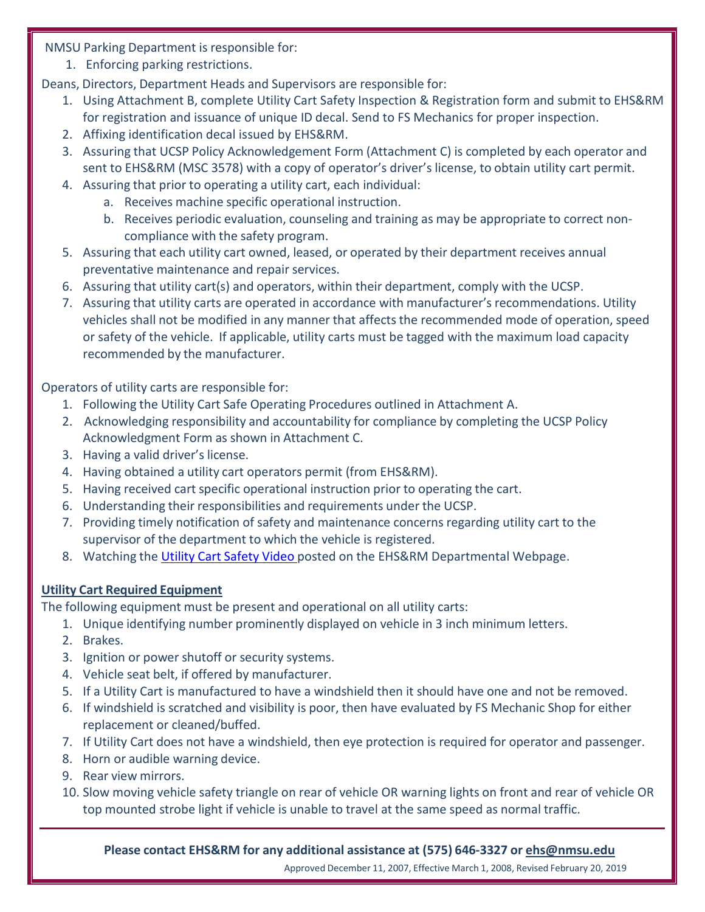NMSU Parking Department is responsible for:

1. Enforcing parking restrictions.

Deans, Directors, Department Heads and Supervisors are responsible for:

1. Using Attachment B, complete Utility Cart Safety Inspection & Registration form and submit to EHS&RM for registration and issuance of unique ID decal. Send to FS Mechanics for proper inspection.
2. Affixing identification decal issued by EHS&RM.
3. Assuring that UCSP Policy Acknowledgement Form (Attachment C) is completed by each operator and sent to EHS&RM (MSC 3578) with a copy of operator's driver's license, to obtain utility cart permit.
4. Assuring that prior to operating a utility cart, each individual:
   a. Receives machine specific operational instruction.
   b. Receives periodic evaluation, counseling and training as may be appropriate to correct non-compliance with the safety program.
5. Assuring that each utility cart owned, leased, or operated by their department receives annual preventative maintenance and repair services.
6. Assuring that utility cart(s) and operators, within their department, comply with the UCSP.
7. Assuring that utility carts are operated in accordance with manufacturer's recommendations. Utility vehicles shall not be modified in any manner that affects the recommended mode of operation, speed or safety of the vehicle. If applicable, utility carts must be tagged with the maximum load capacity recommended by the manufacturer.

Operators of utility carts are responsible for:

1. Following the Utility Cart Safe Operating Procedures outlined in Attachment A.
2. Acknowledging responsibility and accountability for compliance by completing the UCSP Policy Acknowledgment Form as shown in Attachment C.
3. Having a valid driver's license.
4. Having obtained a utility cart operators permit (from EHS&RM).
5. Having received cart specific operational instruction prior to operating the cart.
6. Understanding their responsibilities and requirements under the UCSP.
7. Providing timely notification of safety and maintenance concerns regarding utility cart to the supervisor of the department to which the vehicle is registered.
8. Watching the Utility Cart Safety Video posted on the EHS&RM Departmental Webpage.

**Utility Cart Required Equipment**

The following equipment must be present and operational on all utility carts:

1. Unique identifying number prominently displayed on vehicle in 3 inch minimum letters.
2. Brakes.
3. Ignition or power shutoff or security systems.
4. Vehicle seat belt, if offered by manufacturer.
5. If a Utility Cart is manufactured to have a windshield then it should have one and not be removed.
6. If windshield is scratched and visibility is poor, then have evaluated by FS Mechanic Shop for either replacement or cleaned/buffed.
7. If Utility Cart does not have a windshield, then eye protection is required for operator and passenger.
8. Horn or audible warning device.
9. Rear view mirrors.
10. Slow moving vehicle safety triangle on rear of vehicle OR warning lights on front and rear of vehicle OR top mounted strobe light if vehicle is unable to travel at the same speed as normal traffic.

**Please contact EHS&RM for any additional assistance at (575) 646-3327 or ehs@nmsu.edu**

Approved December 11, 2007, Effective March 1, 2008, Revised February 20, 2019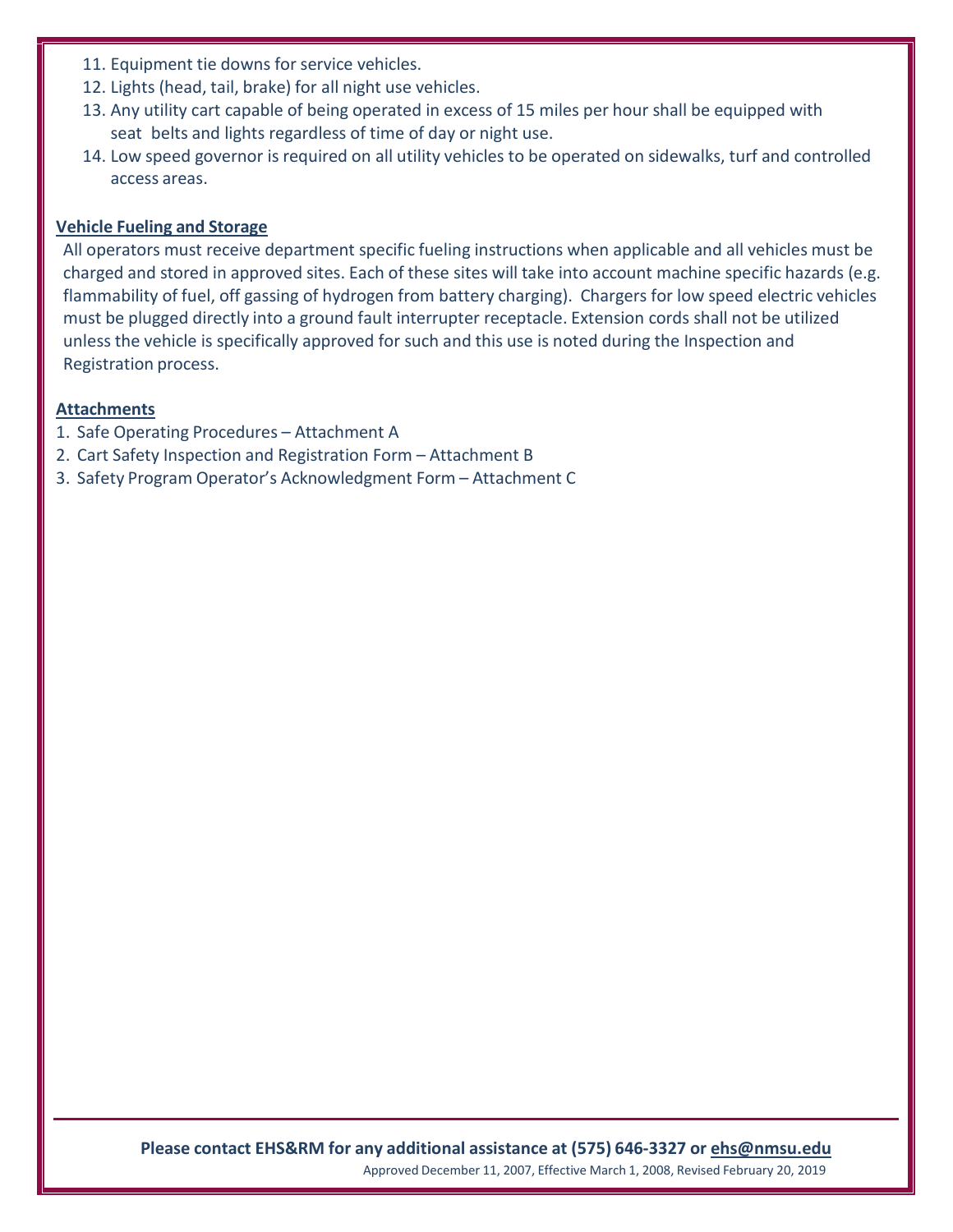11. Equipment tie downs for service vehicles.
12. Lights (head, tail, brake) for all night use vehicles.
13. Any utility cart capable of being operated in excess of 15 miles per hour shall be equipped with seat belts and lights regardless of time of day or night use.
14. Low speed governor is required on all utility vehicles to be operated on sidewalks, turf and controlled access areas.

## Vehicle Fueling and Storage

All operators must receive department specific fueling instructions when applicable and all vehicles must be charged and stored in approved sites. Each of these sites will take into account machine specific hazards (e.g. flammability of fuel, off gassing of hydrogen from battery charging). Chargers for low speed electric vehicles must be plugged directly into a ground fault interrupter receptacle. Extension cords shall not be utilized unless the vehicle is specifically approved for such and this use is noted during the Inspection and Registration process.

## Attachments

1. Safe Operating Procedures – Attachment A
2. Cart Safety Inspection and Registration Form – Attachment B
3. Safety Program Operator's Acknowledgment Form – Attachment C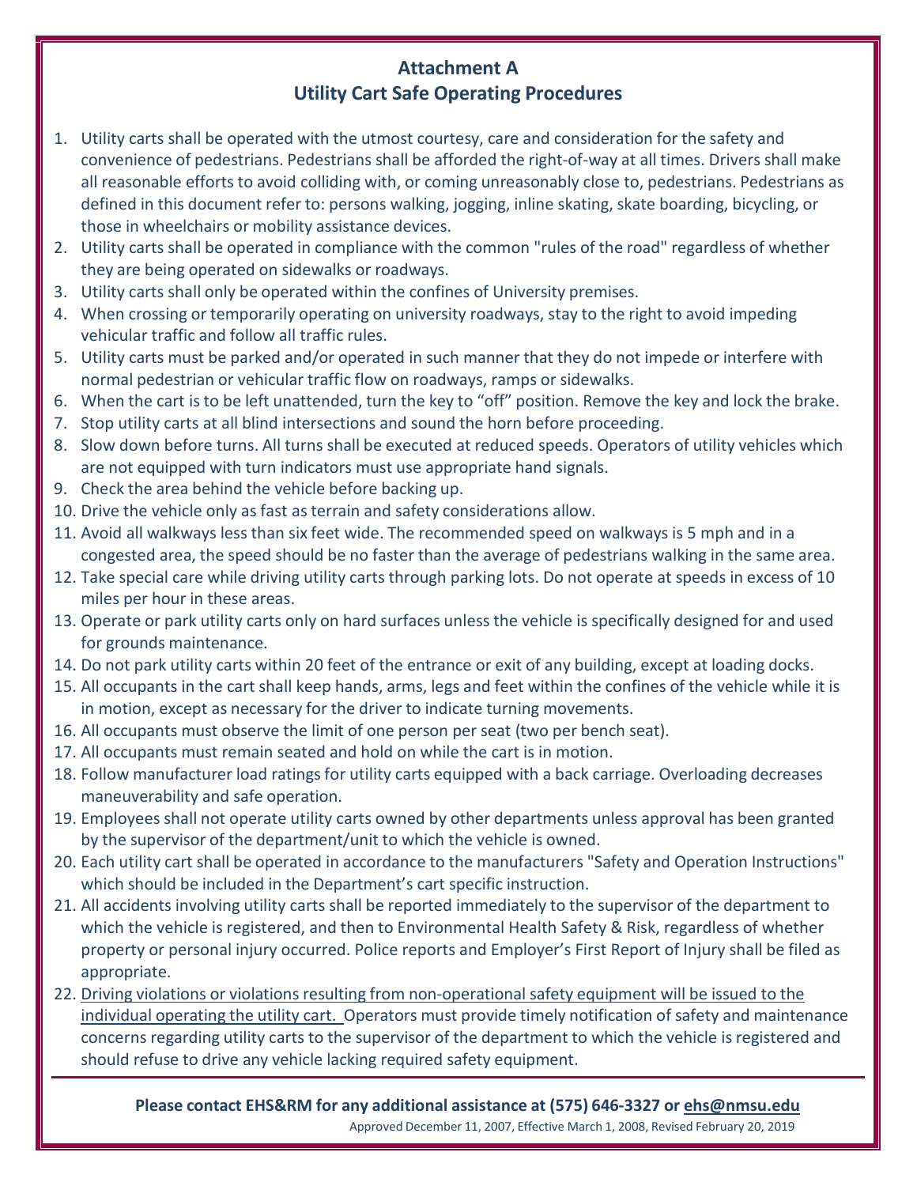## Attachment A
## Utility Cart Safe Operating Procedures

1. Utility carts shall be operated with the utmost courtesy, care and consideration for the safety and convenience of pedestrians. Pedestrians shall be afforded the right-of-way at all times. Drivers shall make all reasonable efforts to avoid colliding with, or coming unreasonably close to, pedestrians. Pedestrians as defined in this document refer to: persons walking, jogging, inline skating, skate boarding, bicycling, or those in wheelchairs or mobility assistance devices.
2. Utility carts shall be operated in compliance with the common "rules of the road" regardless of whether they are being operated on sidewalks or roadways.
3. Utility carts shall only be operated within the confines of University premises.
4. When crossing or temporarily operating on university roadways, stay to the right to avoid impeding vehicular traffic and follow all traffic rules.
5. Utility carts must be parked and/or operated in such manner that they do not impede or interfere with normal pedestrian or vehicular traffic flow on roadways, ramps or sidewalks.
6. When the cart is to be left unattended, turn the key to "off" position. Remove the key and lock the brake.
7. Stop utility carts at all blind intersections and sound the horn before proceeding.
8. Slow down before turns. All turns shall be executed at reduced speeds. Operators of utility vehicles which are not equipped with turn indicators must use appropriate hand signals.
9. Check the area behind the vehicle before backing up.
10. Drive the vehicle only as fast as terrain and safety considerations allow.
11. Avoid all walkways less than six feet wide. The recommended speed on walkways is 5 mph and in a congested area, the speed should be no faster than the average of pedestrians walking in the same area.
12. Take special care while driving utility carts through parking lots. Do not operate at speeds in excess of 10 miles per hour in these areas.
13. Operate or park utility carts only on hard surfaces unless the vehicle is specifically designed for and used for grounds maintenance.
14. Do not park utility carts within 20 feet of the entrance or exit of any building, except at loading docks.
15. All occupants in the cart shall keep hands, arms, legs and feet within the confines of the vehicle while it is in motion, except as necessary for the driver to indicate turning movements.
16. All occupants must observe the limit of one person per seat (two per bench seat).
17. All occupants must remain seated and hold on while the cart is in motion.
18. Follow manufacturer load ratings for utility carts equipped with a back carriage. Overloading decreases maneuverability and safe operation.
19. Employees shall not operate utility carts owned by other departments unless approval has been granted by the supervisor of the department/unit to which the vehicle is owned.
20. Each utility cart shall be operated in accordance to the manufacturers "Safety and Operation Instructions" which should be included in the Department's cart specific instruction.
21. All accidents involving utility carts shall be reported immediately to the supervisor of the department to which the vehicle is registered, and then to Environmental Health Safety & Risk, regardless of whether property or personal injury occurred. Police reports and Employer's First Report of Injury shall be filed as appropriate.
22. <u>Driving violations or violations resulting from non-operational safety equipment will be issued to the individual operating the utility cart.</u> Operators must provide timely notification of safety and maintenance concerns regarding utility carts to the supervisor of the department to which the vehicle is registered and should refuse to drive any vehicle lacking required safety equipment.

**Please contact EHS&RM for any additional assistance at (575) 646-3327 or ehs@nmsu.edu**

Approved December 11, 2007, Effective March 1, 2008, Revised February 20, 2019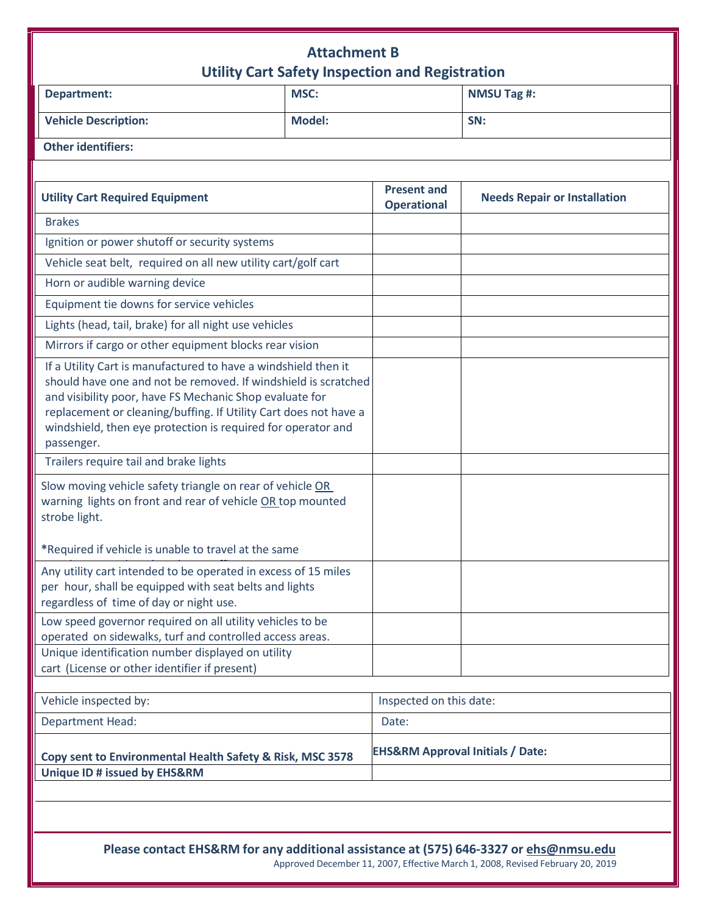# Attachment B
## Utility Cart Safety Inspection and Registration

| **Department:** | **MSC:** | **NMSU Tag #:** |
|---|---|---|
| **Vehicle Description:** | **Model:** | **SN:** |
| **Other identifiers:** | | |

| **Utility Cart Required Equipment** | **Present and Operational** | **Needs Repair or Installation** |
|---|---|---|
| Brakes | | |
| Ignition or power shutoff or security systems | | |
| Vehicle seat belt, required on all new utility cart/golf cart | | |
| Horn or audible warning device | | |
| Equipment tie downs for service vehicles | | |
| Lights (head, tail, brake) for all night use vehicles | | |
| Mirrors if cargo or other equipment blocks rear vision | | |
| If a Utility Cart is manufactured to have a windshield then it should have one and not be removed. If windshield is scratched and visibility poor, have FS Mechanic Shop evaluate for replacement or cleaning/buffing. If Utility Cart does not have a windshield, then eye protection is required for operator and passenger. | | |
| Trailers require tail and brake lights | | |
| Slow moving vehicle safety triangle on rear of vehicle <u>OR</u> warning lights on front and rear of vehicle <u>OR</u> top mounted strobe light. *Required if vehicle is unable to travel at the same | | |
| Any utility cart intended to be operated in excess of 15 miles per hour, shall be equipped with seat belts and lights regardless of time of day or night use. | | |
| Low speed governor required on all utility vehicles to be operated on sidewalks, turf and controlled access areas. | | |
| Unique identification number displayed on utility cart (License or other identifier if present) | | |

| Vehicle inspected by: | Inspected on this date: |
|---|---|
| Department Head: | Date: |
| **Copy sent to Environmental Health Safety & Risk, MSC 3578** | **EHS&RM Approval Initials / Date:** |
| **Unique ID # issued by EHS&RM** | |

**Please contact EHS&RM for any additional assistance at (575) 646-3327 or <u>ehs@nmsu.edu</u>**

Approved December 11, 2007, Effective March 1, 2008, Revised February 20, 2019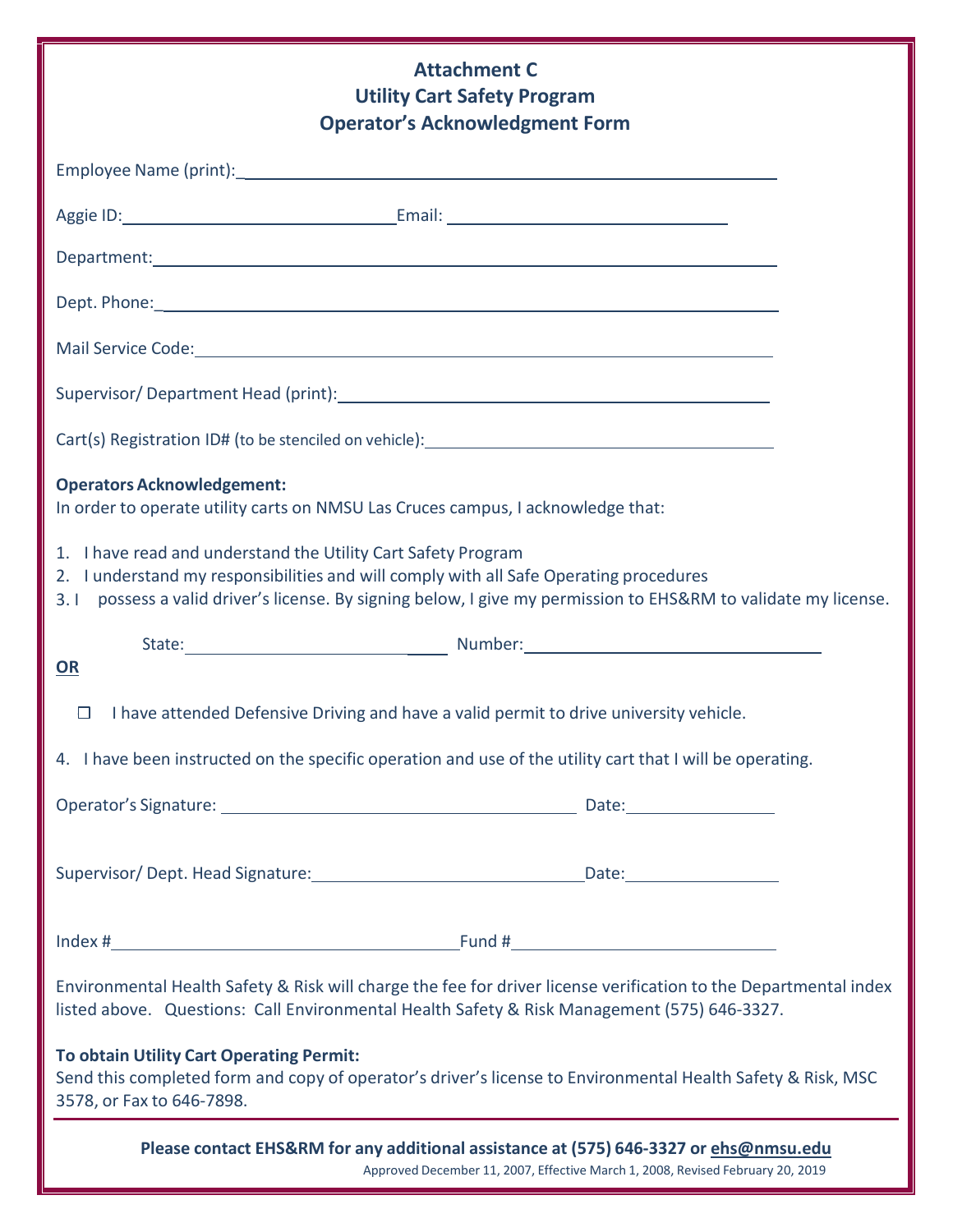# Attachment C
# Utility Cart Safety Program
# Operator's Acknowledgment Form

Employee Name (print): ______________________________________________

Aggie ID: ______________________ Email: ______________________

Department: ______________________________________________

Dept. Phone: ______________________________________________

Mail Service Code: ______________________________________________

Supervisor/ Department Head (print): ______________________________________________

Cart(s) Registration ID# (to be stenciled on vehicle): ______________________________

**Operators Acknowledgement:**
In order to operate utility carts on NMSU Las Cruces campus, I acknowledge that:

1. I have read and understand the Utility Cart Safety Program
2. I understand my responsibilities and will comply with all Safe Operating procedures
3. I possess a valid driver's license. By signing below, I give my permission to EHS&RM to validate my license.

   State: ______________________ Number: ______________________

**OR**

☐ I have attended Defensive Driving and have a valid permit to drive university vehicle.

4. I have been instructed on the specific operation and use of the utility cart that I will be operating.

Operator's Signature: ______________________________ Date: ______________

Supervisor/ Dept. Head Signature: ______________________________ Date: ______________

Index # ______________________________ Fund # ______________________________

Environmental Health Safety & Risk will charge the fee for driver license verification to the Departmental index listed above. Questions: Call Environmental Health Safety & Risk Management (575) 646-3327.

**To obtain Utility Cart Operating Permit:**
Send this completed form and copy of operator's driver's license to Environmental Health Safety & Risk, MSC 3578, or Fax to 646-7898.

**Please contact EHS&RM for any additional assistance at (575) 646-3327 or ehs@nmsu.edu**

Approved December 11, 2007, Effective March 1, 2008, Revised February 20, 2019